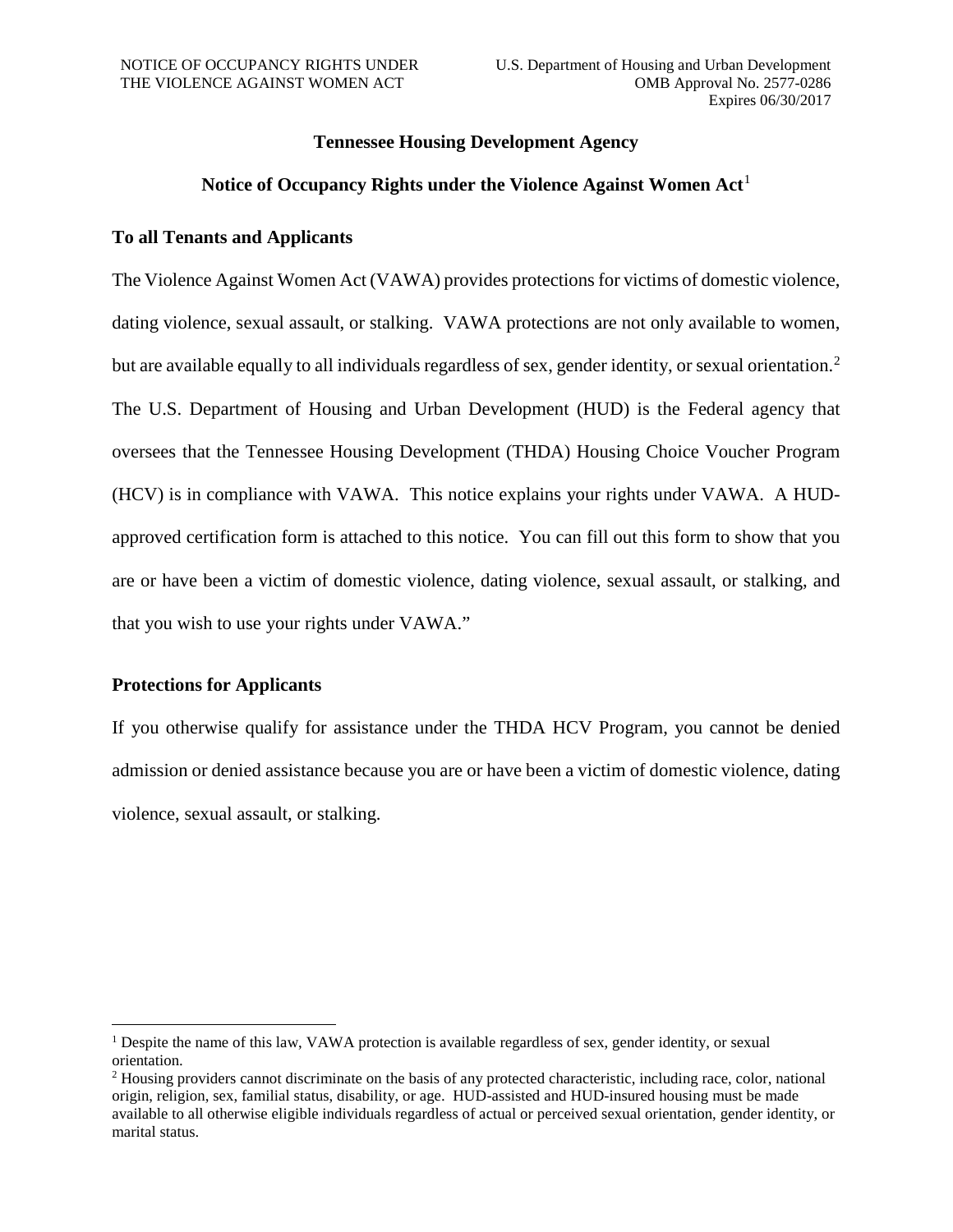NOTICE OF OCCUPANCY RIGHTS UNDER THE VIOLENCE AGAINST WOMEN ACT

U.S. Department of Housing and Urban Development
OMB Approval No. 2577-0286
Expires 06/30/2017

# Tennessee Housing Development Agency

## Notice of Occupancy Rights under the Violence Against Women Act[1]

### To all Tenants and Applicants

The Violence Against Women Act (VAWA) provides protections for victims of domestic violence, dating violence, sexual assault, or stalking. VAWA protections are not only available to women, but are available equally to all individuals regardless of sex, gender identity, or sexual orientation.[2] The U.S. Department of Housing and Urban Development (HUD) is the Federal agency that oversees that the Tennessee Housing Development (THDA) Housing Choice Voucher Program (HCV) is in compliance with VAWA. This notice explains your rights under VAWA. A HUD-approved certification form is attached to this notice. You can fill out this form to show that you are or have been a victim of domestic violence, dating violence, sexual assault, or stalking, and that you wish to use your rights under VAWA."

### Protections for Applicants

If you otherwise qualify for assistance under the THDA HCV Program, you cannot be denied admission or denied assistance because you are or have been a victim of domestic violence, dating violence, sexual assault, or stalking.

---

[1] Despite the name of this law, VAWA protection is available regardless of sex, gender identity, or sexual orientation.

[2] Housing providers cannot discriminate on the basis of any protected characteristic, including race, color, national origin, religion, sex, familial status, disability, or age. HUD-assisted and HUD-insured housing must be made available to all otherwise eligible individuals regardless of actual or perceived sexual orientation, gender identity, or marital status.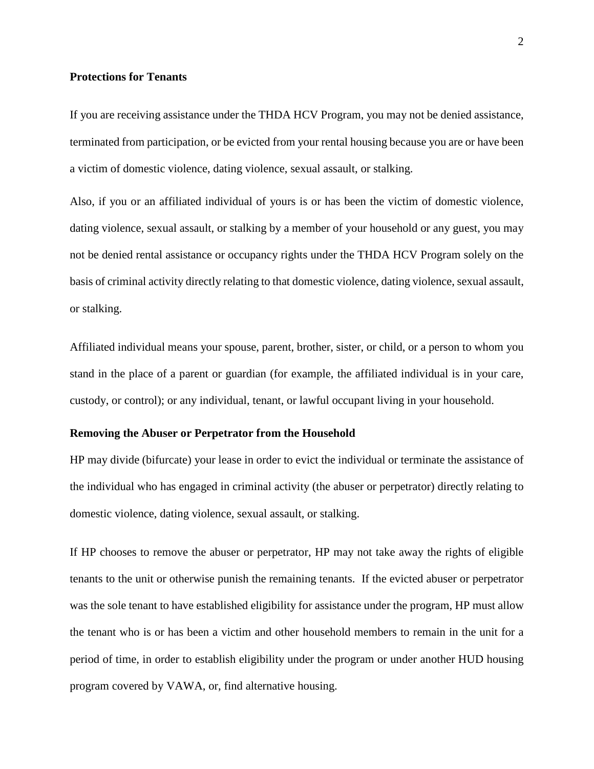**Protections for Tenants**

If you are receiving assistance under the THDA HCV Program, you may not be denied assistance, terminated from participation, or be evicted from your rental housing because you are or have been a victim of domestic violence, dating violence, sexual assault, or stalking.

Also, if you or an affiliated individual of yours is or has been the victim of domestic violence, dating violence, sexual assault, or stalking by a member of your household or any guest, you may not be denied rental assistance or occupancy rights under the THDA HCV Program solely on the basis of criminal activity directly relating to that domestic violence, dating violence, sexual assault, or stalking.

Affiliated individual means your spouse, parent, brother, sister, or child, or a person to whom you stand in the place of a parent or guardian (for example, the affiliated individual is in your care, custody, or control); or any individual, tenant, or lawful occupant living in your household.

**Removing the Abuser or Perpetrator from the Household**

HP may divide (bifurcate) your lease in order to evict the individual or terminate the assistance of the individual who has engaged in criminal activity (the abuser or perpetrator) directly relating to domestic violence, dating violence, sexual assault, or stalking.

If HP chooses to remove the abuser or perpetrator, HP may not take away the rights of eligible tenants to the unit or otherwise punish the remaining tenants. If the evicted abuser or perpetrator was the sole tenant to have established eligibility for assistance under the program, HP must allow the tenant who is or has been a victim and other household members to remain in the unit for a period of time, in order to establish eligibility under the program or under another HUD housing program covered by VAWA, or, find alternative housing.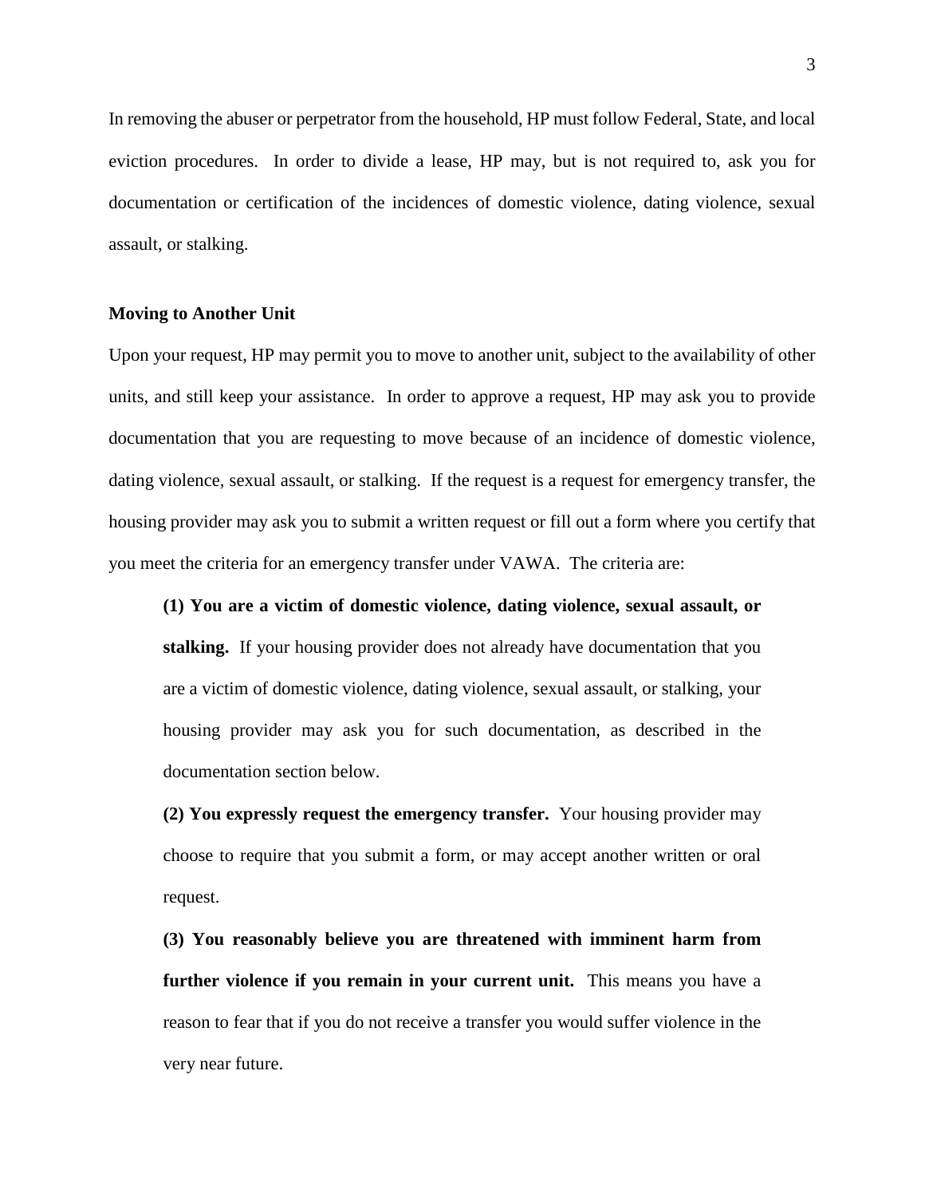In removing the abuser or perpetrator from the household, HP must follow Federal, State, and local eviction procedures. In order to divide a lease, HP may, but is not required to, ask you for documentation or certification of the incidences of domestic violence, dating violence, sexual assault, or stalking.

**Moving to Another Unit**

Upon your request, HP may permit you to move to another unit, subject to the availability of other units, and still keep your assistance. In order to approve a request, HP may ask you to provide documentation that you are requesting to move because of an incidence of domestic violence, dating violence, sexual assault, or stalking. If the request is a request for emergency transfer, the housing provider may ask you to submit a written request or fill out a form where you certify that you meet the criteria for an emergency transfer under VAWA. The criteria are:

> **(1) You are a victim of domestic violence, dating violence, sexual assault, or stalking.** If your housing provider does not already have documentation that you are a victim of domestic violence, dating violence, sexual assault, or stalking, your housing provider may ask you for such documentation, as described in the documentation section below.
>
> **(2) You expressly request the emergency transfer.** Your housing provider may choose to require that you submit a form, or may accept another written or oral request.
>
> **(3) You reasonably believe you are threatened with imminent harm from further violence if you remain in your current unit.** This means you have a reason to fear that if you do not receive a transfer you would suffer violence in the very near future.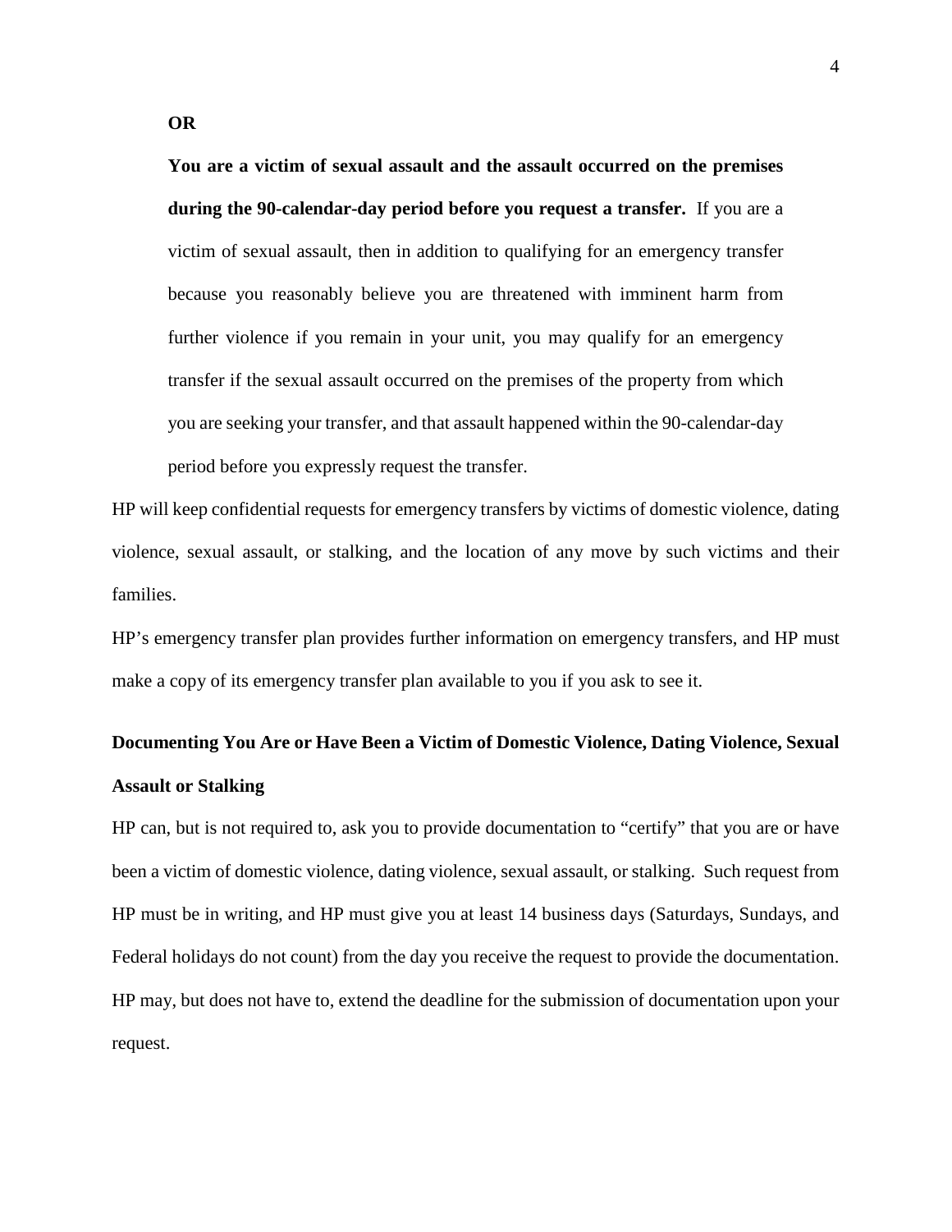**OR**

**You are a victim of sexual assault and the assault occurred on the premises during the 90-calendar-day period before you request a transfer.** If you are a victim of sexual assault, then in addition to qualifying for an emergency transfer because you reasonably believe you are threatened with imminent harm from further violence if you remain in your unit, you may qualify for an emergency transfer if the sexual assault occurred on the premises of the property from which you are seeking your transfer, and that assault happened within the 90-calendar-day period before you expressly request the transfer.

HP will keep confidential requests for emergency transfers by victims of domestic violence, dating violence, sexual assault, or stalking, and the location of any move by such victims and their families.

HP's emergency transfer plan provides further information on emergency transfers, and HP must make a copy of its emergency transfer plan available to you if you ask to see it.

**Documenting You Are or Have Been a Victim of Domestic Violence, Dating Violence, Sexual Assault or Stalking**

HP can, but is not required to, ask you to provide documentation to "certify" that you are or have been a victim of domestic violence, dating violence, sexual assault, or stalking. Such request from HP must be in writing, and HP must give you at least 14 business days (Saturdays, Sundays, and Federal holidays do not count) from the day you receive the request to provide the documentation. HP may, but does not have to, extend the deadline for the submission of documentation upon your request.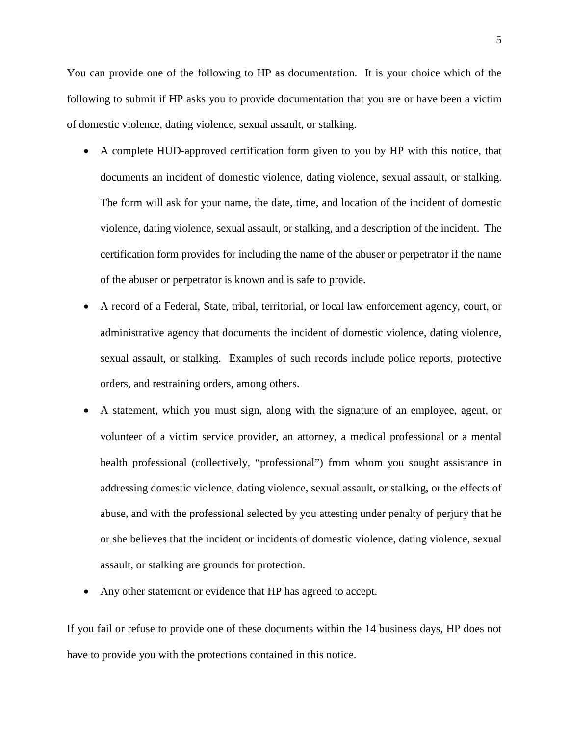You can provide one of the following to HP as documentation. It is your choice which of the following to submit if HP asks you to provide documentation that you are or have been a victim of domestic violence, dating violence, sexual assault, or stalking.

- A complete HUD-approved certification form given to you by HP with this notice, that documents an incident of domestic violence, dating violence, sexual assault, or stalking. The form will ask for your name, the date, time, and location of the incident of domestic violence, dating violence, sexual assault, or stalking, and a description of the incident. The certification form provides for including the name of the abuser or perpetrator if the name of the abuser or perpetrator is known and is safe to provide.
- A record of a Federal, State, tribal, territorial, or local law enforcement agency, court, or administrative agency that documents the incident of domestic violence, dating violence, sexual assault, or stalking. Examples of such records include police reports, protective orders, and restraining orders, among others.
- A statement, which you must sign, along with the signature of an employee, agent, or volunteer of a victim service provider, an attorney, a medical professional or a mental health professional (collectively, "professional") from whom you sought assistance in addressing domestic violence, dating violence, sexual assault, or stalking, or the effects of abuse, and with the professional selected by you attesting under penalty of perjury that he or she believes that the incident or incidents of domestic violence, dating violence, sexual assault, or stalking are grounds for protection.
- Any other statement or evidence that HP has agreed to accept.

If you fail or refuse to provide one of these documents within the 14 business days, HP does not have to provide you with the protections contained in this notice.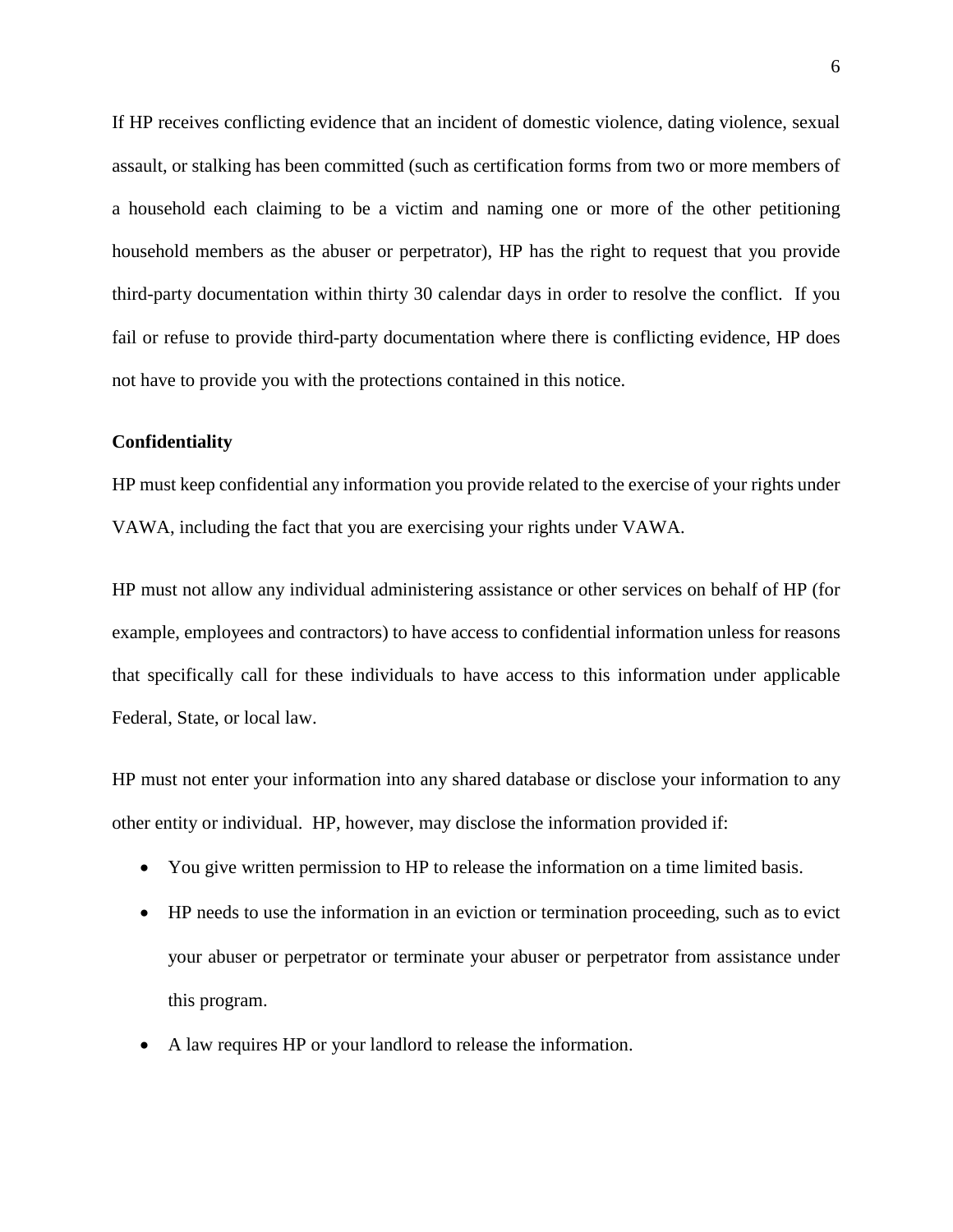If HP receives conflicting evidence that an incident of domestic violence, dating violence, sexual assault, or stalking has been committed (such as certification forms from two or more members of a household each claiming to be a victim and naming one or more of the other petitioning household members as the abuser or perpetrator), HP has the right to request that you provide third-party documentation within thirty 30 calendar days in order to resolve the conflict. If you fail or refuse to provide third-party documentation where there is conflicting evidence, HP does not have to provide you with the protections contained in this notice.

**Confidentiality**

HP must keep confidential any information you provide related to the exercise of your rights under VAWA, including the fact that you are exercising your rights under VAWA.

HP must not allow any individual administering assistance or other services on behalf of HP (for example, employees and contractors) to have access to confidential information unless for reasons that specifically call for these individuals to have access to this information under applicable Federal, State, or local law.

HP must not enter your information into any shared database or disclose your information to any other entity or individual. HP, however, may disclose the information provided if:

- You give written permission to HP to release the information on a time limited basis.
- HP needs to use the information in an eviction or termination proceeding, such as to evict your abuser or perpetrator or terminate your abuser or perpetrator from assistance under this program.
- A law requires HP or your landlord to release the information.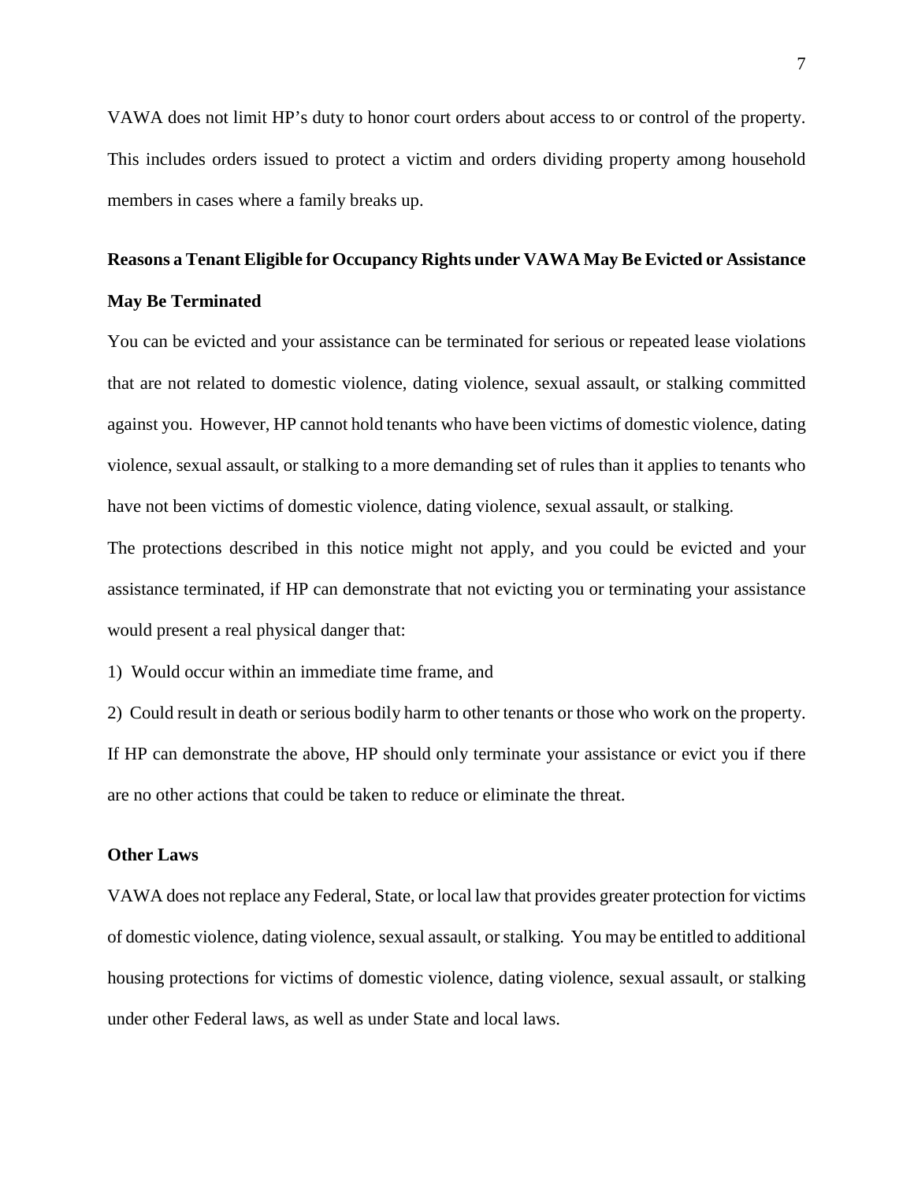VAWA does not limit HP's duty to honor court orders about access to or control of the property. This includes orders issued to protect a victim and orders dividing property among household members in cases where a family breaks up.

**Reasons a Tenant Eligible for Occupancy Rights under VAWA May Be Evicted or Assistance May Be Terminated**

You can be evicted and your assistance can be terminated for serious or repeated lease violations that are not related to domestic violence, dating violence, sexual assault, or stalking committed against you. However, HP cannot hold tenants who have been victims of domestic violence, dating violence, sexual assault, or stalking to a more demanding set of rules than it applies to tenants who have not been victims of domestic violence, dating violence, sexual assault, or stalking.

The protections described in this notice might not apply, and you could be evicted and your assistance terminated, if HP can demonstrate that not evicting you or terminating your assistance would present a real physical danger that:

1) Would occur within an immediate time frame, and

2) Could result in death or serious bodily harm to other tenants or those who work on the property.

If HP can demonstrate the above, HP should only terminate your assistance or evict you if there are no other actions that could be taken to reduce or eliminate the threat.

**Other Laws**

VAWA does not replace any Federal, State, or local law that provides greater protection for victims of domestic violence, dating violence, sexual assault, or stalking. You may be entitled to additional housing protections for victims of domestic violence, dating violence, sexual assault, or stalking under other Federal laws, as well as under State and local laws.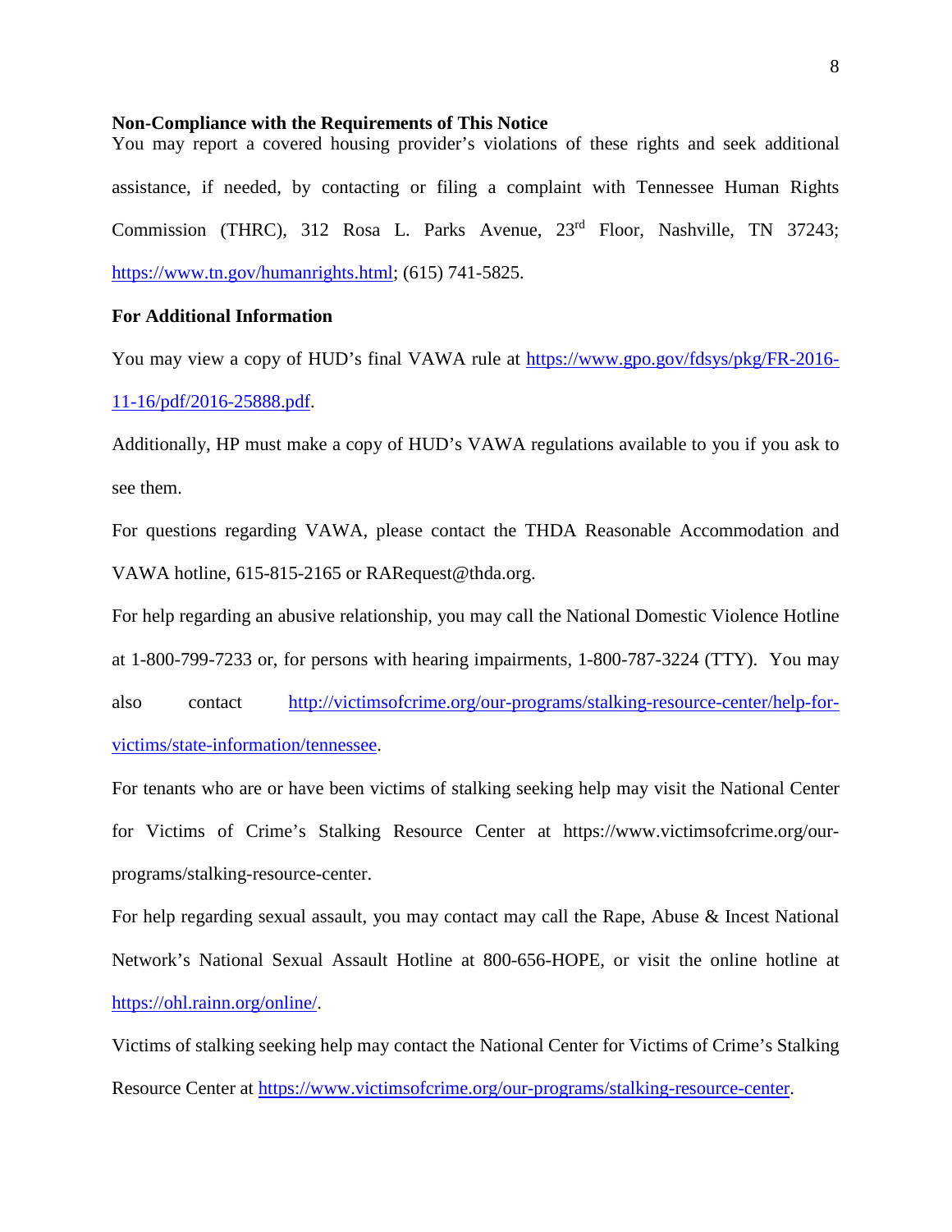**Non-Compliance with the Requirements of This Notice**

You may report a covered housing provider's violations of these rights and seek additional assistance, if needed, by contacting or filing a complaint with Tennessee Human Rights Commission (THRC), 312 Rosa L. Parks Avenue, 23rd Floor, Nashville, TN 37243; https://www.tn.gov/humanrights.html; (615) 741-5825.

**For Additional Information**

You may view a copy of HUD's final VAWA rule at https://www.gpo.gov/fdsys/pkg/FR-2016-11-16/pdf/2016-25888.pdf.

Additionally, HP must make a copy of HUD's VAWA regulations available to you if you ask to see them.

For questions regarding VAWA, please contact the THDA Reasonable Accommodation and VAWA hotline, 615-815-2165 or RARequest@thda.org.

For help regarding an abusive relationship, you may call the National Domestic Violence Hotline at 1-800-799-7233 or, for persons with hearing impairments, 1-800-787-3224 (TTY). You may also contact http://victimsofcrime.org/our-programs/stalking-resource-center/help-for-victims/state-information/tennessee.

For tenants who are or have been victims of stalking seeking help may visit the National Center for Victims of Crime's Stalking Resource Center at https://www.victimsofcrime.org/our-programs/stalking-resource-center.

For help regarding sexual assault, you may contact may call the Rape, Abuse & Incest National Network's National Sexual Assault Hotline at 800-656-HOPE, or visit the online hotline at https://ohl.rainn.org/online/.

Victims of stalking seeking help may contact the National Center for Victims of Crime's Stalking Resource Center at https://www.victimsofcrime.org/our-programs/stalking-resource-center.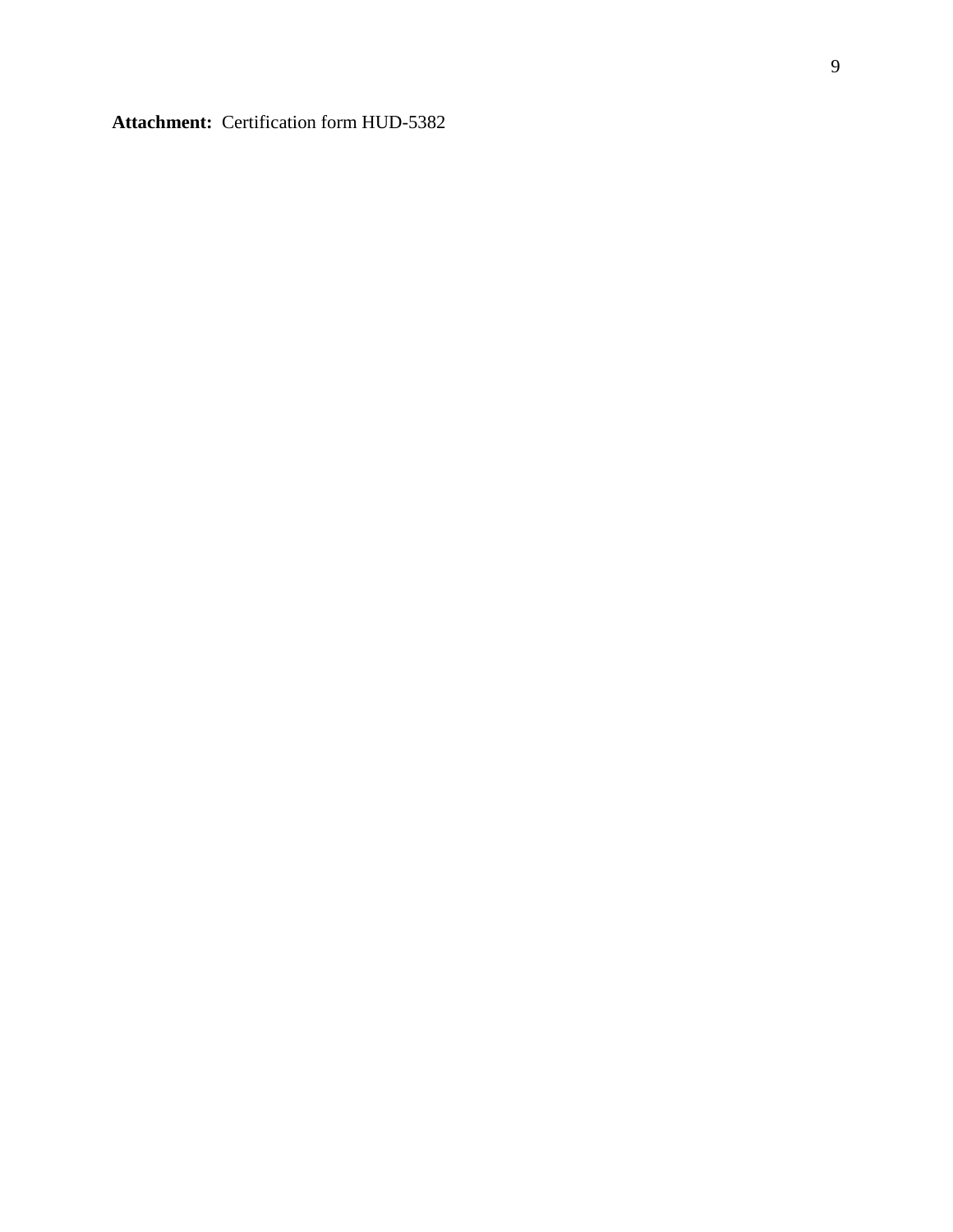**Attachment:** Certification form HUD-5382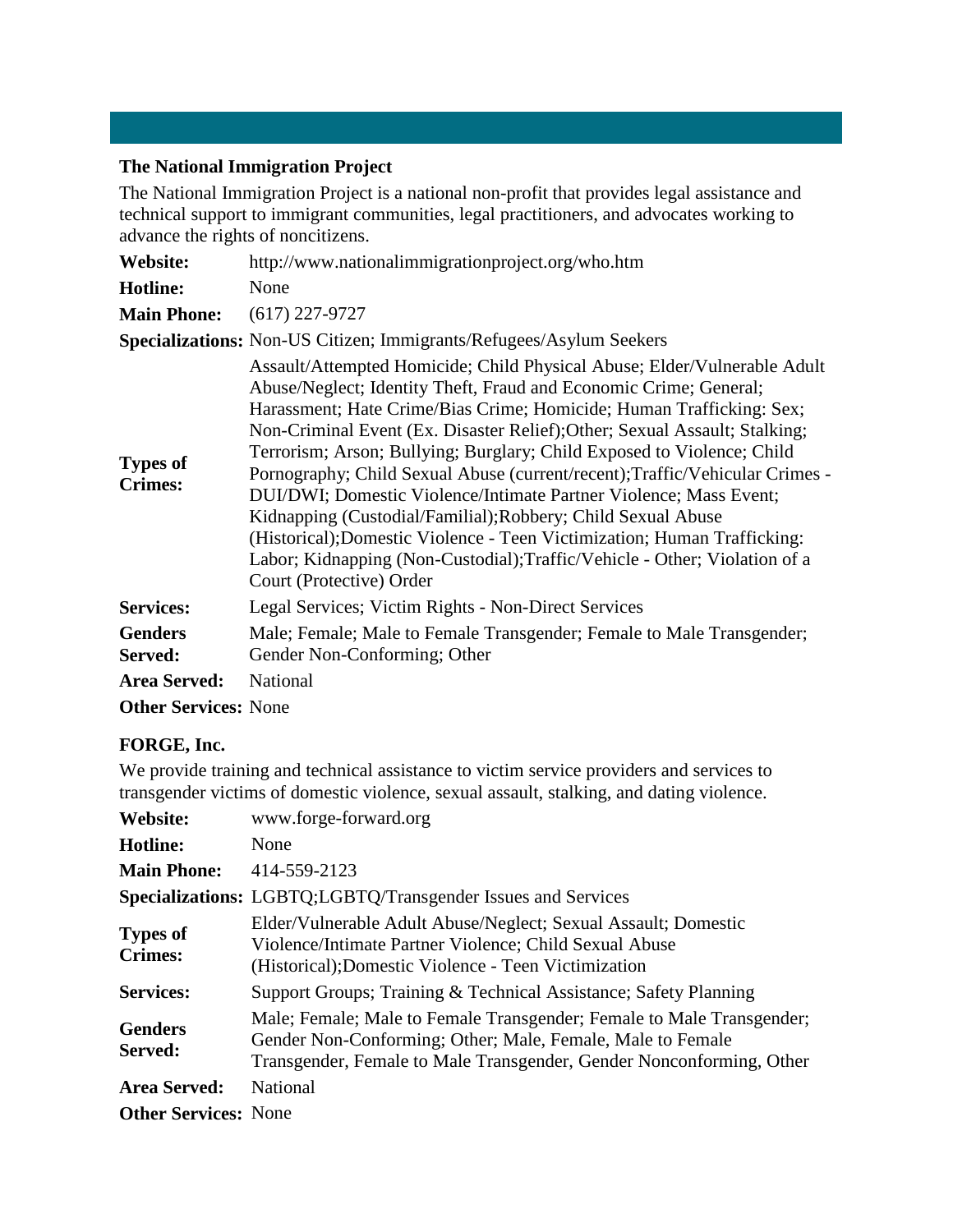### The National Immigration Project

The National Immigration Project is a national non-profit that provides legal assistance and technical support to immigrant communities, legal practitioners, and advocates working to advance the rights of noncitizens.

| | |
|---|---|
| **Website:** | http://www.nationalimmigrationproject.org/who.htm |
| **Hotline:** | None |
| **Main Phone:** | (617) 227-9727 |
| **Specializations:** | Non-US Citizen; Immigrants/Refugees/Asylum Seekers |
| **Types of Crimes:** | Assault/Attempted Homicide; Child Physical Abuse; Elder/Vulnerable Adult Abuse/Neglect; Identity Theft, Fraud and Economic Crime; General; Harassment; Hate Crime/Bias Crime; Homicide; Human Trafficking: Sex; Non-Criminal Event (Ex. Disaster Relief);Other; Sexual Assault; Stalking; Terrorism; Arson; Bullying; Burglary; Child Exposed to Violence; Child Pornography; Child Sexual Abuse (current/recent);Traffic/Vehicular Crimes - DUI/DWI; Domestic Violence/Intimate Partner Violence; Mass Event; Kidnapping (Custodial/Familial);Robbery; Child Sexual Abuse (Historical);Domestic Violence - Teen Victimization; Human Trafficking: Labor; Kidnapping (Non-Custodial);Traffic/Vehicle - Other; Violation of a Court (Protective) Order |
| **Services:** | Legal Services; Victim Rights - Non-Direct Services |
| **Genders Served:** | Male; Female; Male to Female Transgender; Female to Male Transgender; Gender Non-Conforming; Other |
| **Area Served:** | National |
| **Other Services:** | None |

### FORGE, Inc.

We provide training and technical assistance to victim service providers and services to transgender victims of domestic violence, sexual assault, stalking, and dating violence.

| | |
|---|---|
| **Website:** | www.forge-forward.org |
| **Hotline:** | None |
| **Main Phone:** | 414-559-2123 |
| **Specializations:** | LGBTQ;LGBTQ/Transgender Issues and Services |
| **Types of Crimes:** | Elder/Vulnerable Adult Abuse/Neglect; Sexual Assault; Domestic Violence/Intimate Partner Violence; Child Sexual Abuse (Historical);Domestic Violence - Teen Victimization |
| **Services:** | Support Groups; Training & Technical Assistance; Safety Planning |
| **Genders Served:** | Male; Female; Male to Female Transgender; Female to Male Transgender; Gender Non-Conforming; Other; Male, Female, Male to Female Transgender, Female to Male Transgender, Gender Nonconforming, Other |
| **Area Served:** | National |
| **Other Services:** | None |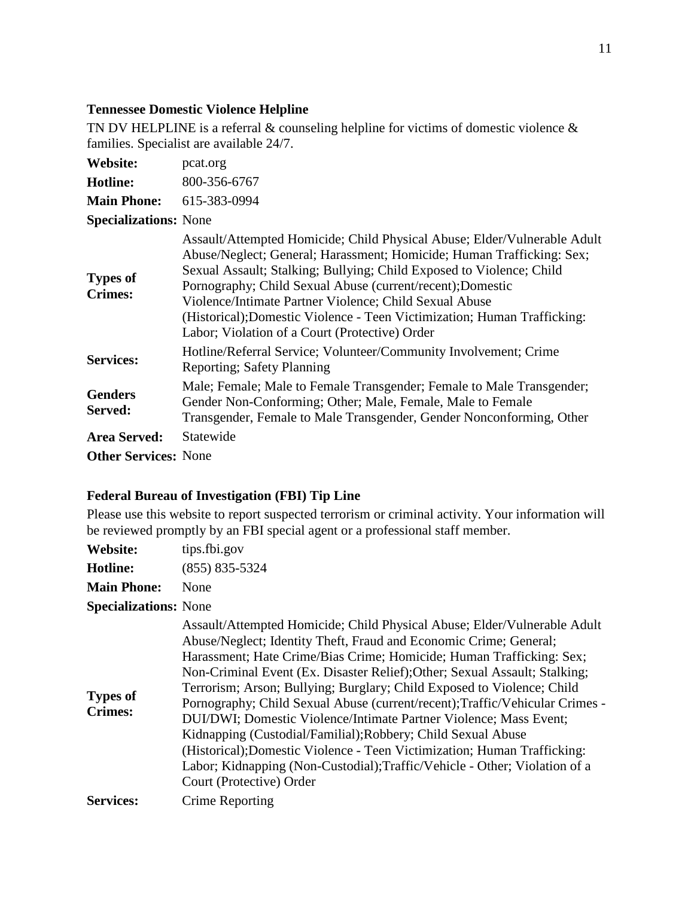### Tennessee Domestic Violence Helpline

TN DV HELPLINE is a referral & counseling helpline for victims of domestic violence & families. Specialist are available 24/7.

| | |
|---|---|
| **Website:** | pcat.org |
| **Hotline:** | 800-356-6767 |
| **Main Phone:** | 615-383-0994 |
| **Specializations:** | None |
| **Types of Crimes:** | Assault/Attempted Homicide; Child Physical Abuse; Elder/Vulnerable Adult Abuse/Neglect; General; Harassment; Homicide; Human Trafficking: Sex; Sexual Assault; Stalking; Bullying; Child Exposed to Violence; Child Pornography; Child Sexual Abuse (current/recent);Domestic Violence/Intimate Partner Violence; Child Sexual Abuse (Historical);Domestic Violence - Teen Victimization; Human Trafficking: Labor; Violation of a Court (Protective) Order |
| **Services:** | Hotline/Referral Service; Volunteer/Community Involvement; Crime Reporting; Safety Planning |
| **Genders Served:** | Male; Female; Male to Female Transgender; Female to Male Transgender; Gender Non-Conforming; Other; Male, Female, Male to Female Transgender, Female to Male Transgender, Gender Nonconforming, Other |
| **Area Served:** | Statewide |
| **Other Services:** | None |

### Federal Bureau of Investigation (FBI) Tip Line

Please use this website to report suspected terrorism or criminal activity. Your information will be reviewed promptly by an FBI special agent or a professional staff member.

| | |
|---|---|
| **Website:** | tips.fbi.gov |
| **Hotline:** | (855) 835-5324 |
| **Main Phone:** | None |
| **Specializations:** | None |
| **Types of Crimes:** | Assault/Attempted Homicide; Child Physical Abuse; Elder/Vulnerable Adult Abuse/Neglect; Identity Theft, Fraud and Economic Crime; General; Harassment; Hate Crime/Bias Crime; Homicide; Human Trafficking: Sex; Non-Criminal Event (Ex. Disaster Relief);Other; Sexual Assault; Stalking; Terrorism; Arson; Bullying; Burglary; Child Exposed to Violence; Child Pornography; Child Sexual Abuse (current/recent);Traffic/Vehicular Crimes - DUI/DWI; Domestic Violence/Intimate Partner Violence; Mass Event; Kidnapping (Custodial/Familial);Robbery; Child Sexual Abuse (Historical);Domestic Violence - Teen Victimization; Human Trafficking: Labor; Kidnapping (Non-Custodial);Traffic/Vehicle - Other; Violation of a Court (Protective) Order |
| **Services:** | Crime Reporting |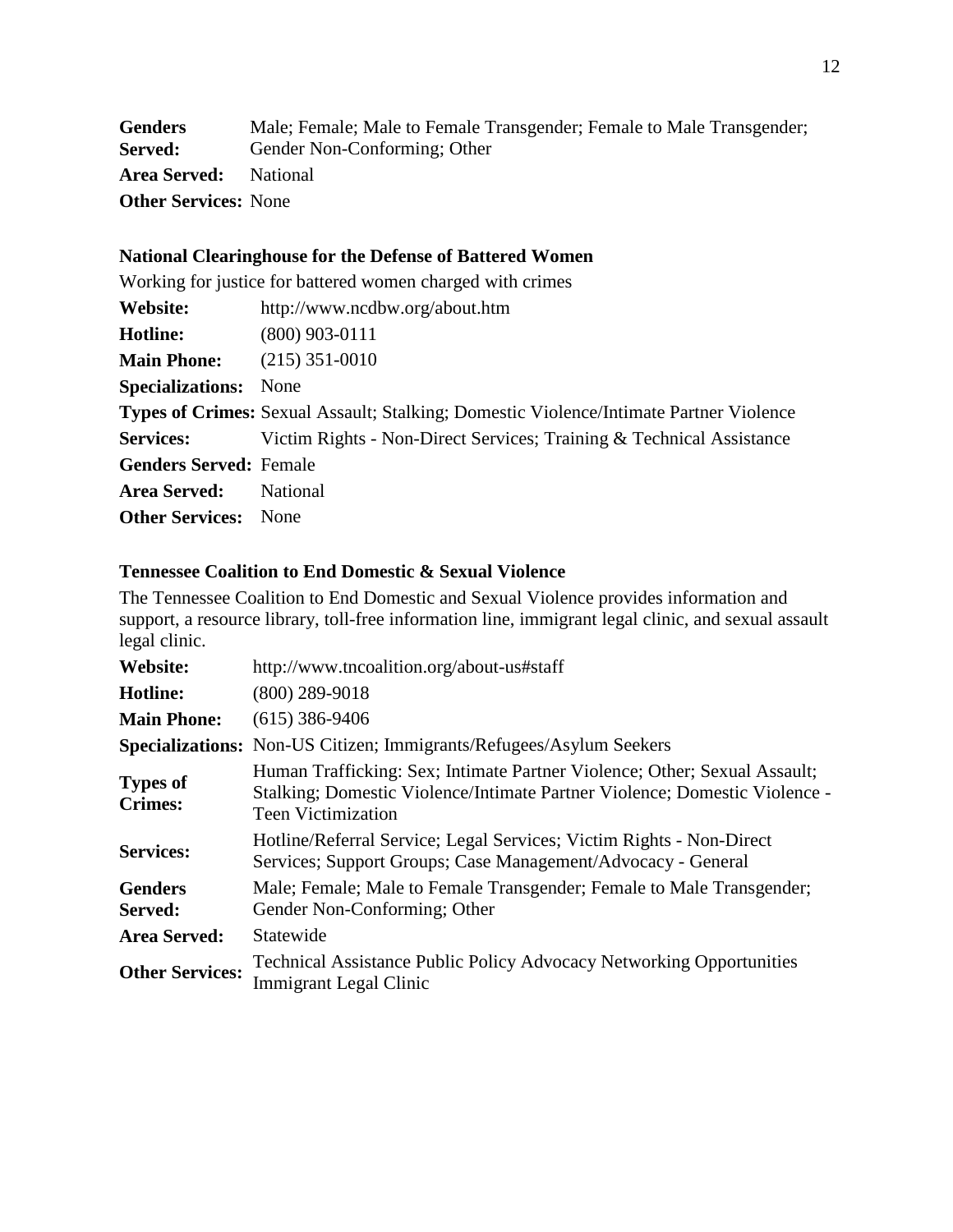**Genders Served:** Male; Female; Male to Female Transgender; Female to Male Transgender; Gender Non-Conforming; Other

**Area Served:** National

**Other Services:** None

### National Clearinghouse for the Defense of Battered Women

Working for justice for battered women charged with crimes

**Website:** http://www.ncdbw.org/about.htm

**Hotline:** (800) 903-0111

**Main Phone:** (215) 351-0010

**Specializations:** None

**Types of Crimes:** Sexual Assault; Stalking; Domestic Violence/Intimate Partner Violence

**Services:** Victim Rights - Non-Direct Services; Training & Technical Assistance

**Genders Served:** Female

**Area Served:** National

**Other Services:** None

### Tennessee Coalition to End Domestic & Sexual Violence

The Tennessee Coalition to End Domestic and Sexual Violence provides information and support, a resource library, toll-free information line, immigrant legal clinic, and sexual assault legal clinic.

**Website:** http://www.tncoalition.org/about-us#staff

**Hotline:** (800) 289-9018

**Main Phone:** (615) 386-9406

**Specializations:** Non-US Citizen; Immigrants/Refugees/Asylum Seekers

**Types of Crimes:** Human Trafficking: Sex; Intimate Partner Violence; Other; Sexual Assault; Stalking; Domestic Violence/Intimate Partner Violence; Domestic Violence - Teen Victimization

**Services:** Hotline/Referral Service; Legal Services; Victim Rights - Non-Direct Services; Support Groups; Case Management/Advocacy - General

**Genders Served:** Male; Female; Male to Female Transgender; Female to Male Transgender; Gender Non-Conforming; Other

**Area Served:** Statewide

**Other Services:** Technical Assistance Public Policy Advocacy Networking Opportunities Immigrant Legal Clinic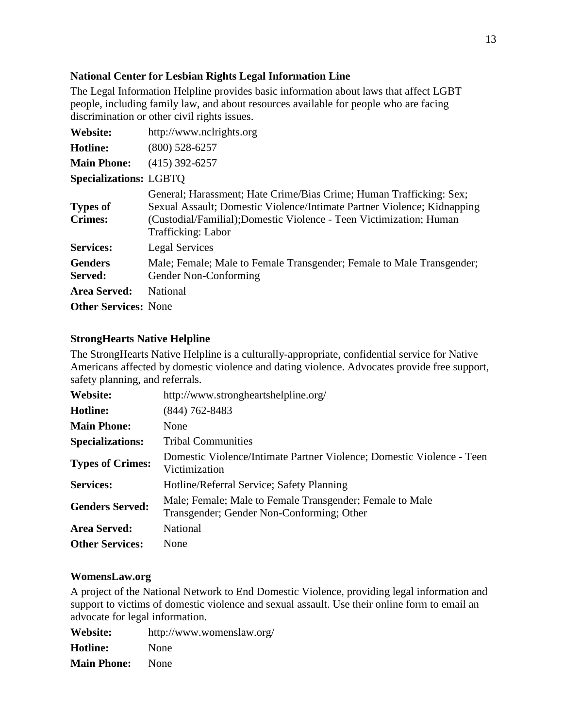### National Center for Lesbian Rights Legal Information Line

The Legal Information Helpline provides basic information about laws that affect LGBT people, including family law, and about resources available for people who are facing discrimination or other civil rights issues.

| | |
|---|---|
| **Website:** | http://www.nclrights.org |
| **Hotline:** | (800) 528-6257 |
| **Main Phone:** | (415) 392-6257 |
| **Specializations:** | LGBTQ |
| **Types of Crimes:** | General; Harassment; Hate Crime/Bias Crime; Human Trafficking: Sex; Sexual Assault; Domestic Violence/Intimate Partner Violence; Kidnapping (Custodial/Familial);Domestic Violence - Teen Victimization; Human Trafficking: Labor |
| **Services:** | Legal Services |
| **Genders Served:** | Male; Female; Male to Female Transgender; Female to Male Transgender; Gender Non-Conforming |
| **Area Served:** | National |
| **Other Services:** | None |

### StrongHearts Native Helpline

The StrongHearts Native Helpline is a culturally-appropriate, confidential service for Native Americans affected by domestic violence and dating violence. Advocates provide free support, safety planning, and referrals.

| | |
|---|---|
| **Website:** | http://www.strongheartshelpline.org/ |
| **Hotline:** | (844) 762-8483 |
| **Main Phone:** | None |
| **Specializations:** | Tribal Communities |
| **Types of Crimes:** | Domestic Violence/Intimate Partner Violence; Domestic Violence - Teen Victimization |
| **Services:** | Hotline/Referral Service; Safety Planning |
| **Genders Served:** | Male; Female; Male to Female Transgender; Female to Male Transgender; Gender Non-Conforming; Other |
| **Area Served:** | National |
| **Other Services:** | None |

### WomensLaw.org

A project of the National Network to End Domestic Violence, providing legal information and support to victims of domestic violence and sexual assault. Use their online form to email an advocate for legal information.

| | |
|---|---|
| **Website:** | http://www.womenslaw.org/ |
| **Hotline:** | None |
| **Main Phone:** | None |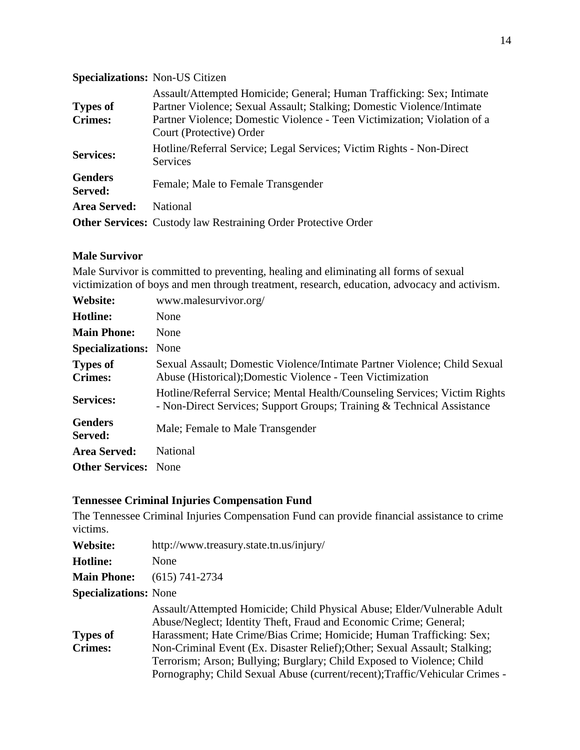| | |
|---|---|
| **Specializations:** | Non-US Citizen |
| **Types of Crimes:** | Assault/Attempted Homicide; General; Human Trafficking: Sex; Intimate Partner Violence; Sexual Assault; Stalking; Domestic Violence/Intimate Partner Violence; Domestic Violence - Teen Victimization; Violation of a Court (Protective) Order |
| **Services:** | Hotline/Referral Service; Legal Services; Victim Rights - Non-Direct Services |
| **Genders Served:** | Female; Male to Female Transgender |
| **Area Served:** | National |
| **Other Services:** | Custody law Restraining Order Protective Order |

**Male Survivor**

Male Survivor is committed to preventing, healing and eliminating all forms of sexual victimization of boys and men through treatment, research, education, advocacy and activism.

| | |
|---|---|
| **Website:** | www.malesurvivor.org/ |
| **Hotline:** | None |
| **Main Phone:** | None |
| **Specializations:** | None |
| **Types of Crimes:** | Sexual Assault; Domestic Violence/Intimate Partner Violence; Child Sexual Abuse (Historical);Domestic Violence - Teen Victimization |
| **Services:** | Hotline/Referral Service; Mental Health/Counseling Services; Victim Rights - Non-Direct Services; Support Groups; Training & Technical Assistance |
| **Genders Served:** | Male; Female to Male Transgender |
| **Area Served:** | National |
| **Other Services:** | None |

**Tennessee Criminal Injuries Compensation Fund**

The Tennessee Criminal Injuries Compensation Fund can provide financial assistance to crime victims.

| | |
|---|---|
| **Website:** | http://www.treasury.state.tn.us/injury/ |
| **Hotline:** | None |
| **Main Phone:** | (615) 741-2734 |
| **Specializations:** | None |
| **Types of Crimes:** | Assault/Attempted Homicide; Child Physical Abuse; Elder/Vulnerable Adult Abuse/Neglect; Identity Theft, Fraud and Economic Crime; General; Harassment; Hate Crime/Bias Crime; Homicide; Human Trafficking: Sex; Non-Criminal Event (Ex. Disaster Relief);Other; Sexual Assault; Stalking; Terrorism; Arson; Bullying; Burglary; Child Exposed to Violence; Child Pornography; Child Sexual Abuse (current/recent);Traffic/Vehicular Crimes - |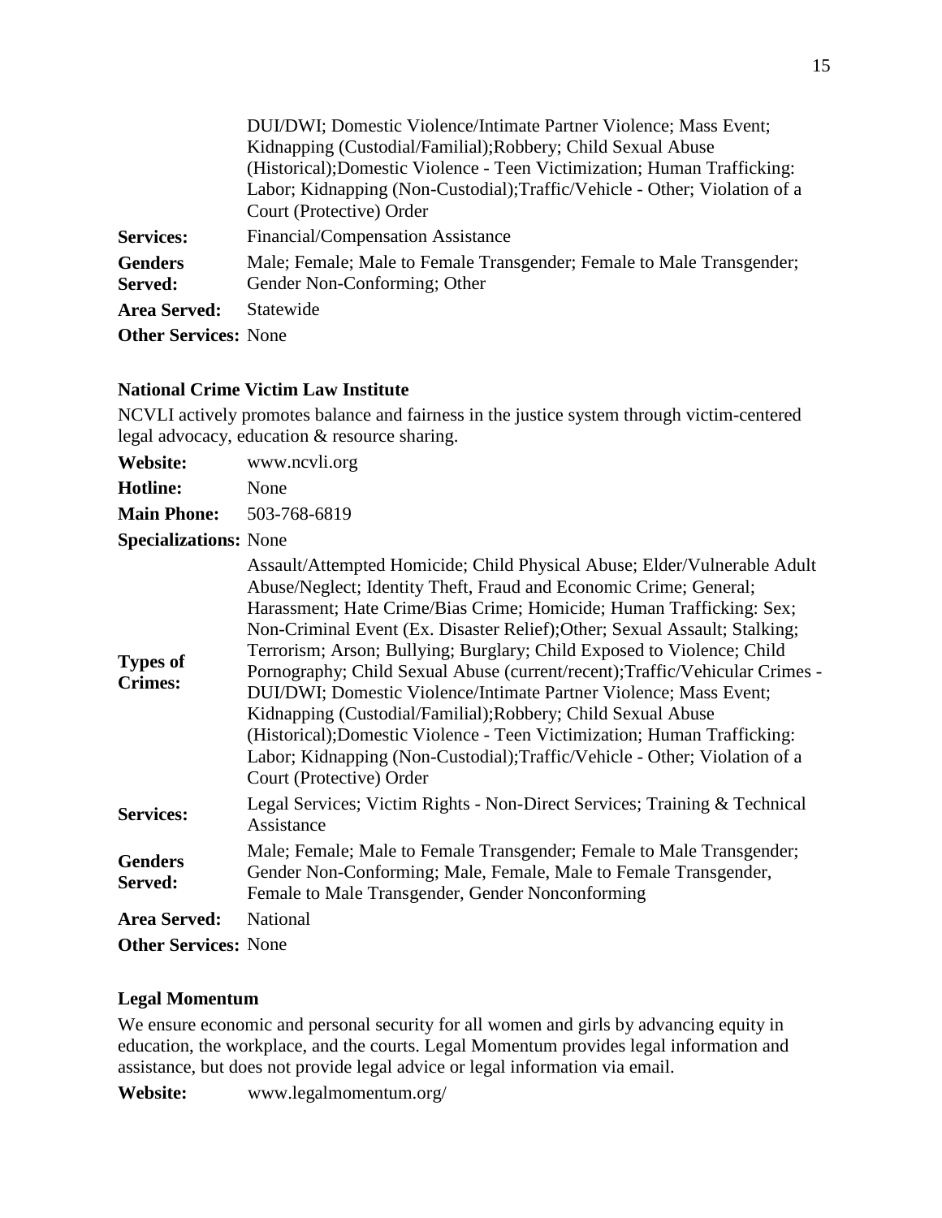DUI/DWI; Domestic Violence/Intimate Partner Violence; Mass Event; Kidnapping (Custodial/Familial);Robbery; Child Sexual Abuse (Historical);Domestic Violence - Teen Victimization; Human Trafficking: Labor; Kidnapping (Non-Custodial);Traffic/Vehicle - Other; Violation of a Court (Protective) Order

**Services:** Financial/Compensation Assistance

**Genders Served:** Male; Female; Male to Female Transgender; Female to Male Transgender; Gender Non-Conforming; Other

**Area Served:** Statewide

**Other Services:** None

### National Crime Victim Law Institute

NCVLI actively promotes balance and fairness in the justice system through victim-centered legal advocacy, education & resource sharing.

**Website:** www.ncvli.org

**Hotline:** None

**Main Phone:** 503-768-6819

**Specializations:** None

**Types of Crimes:** Assault/Attempted Homicide; Child Physical Abuse; Elder/Vulnerable Adult Abuse/Neglect; Identity Theft, Fraud and Economic Crime; General; Harassment; Hate Crime/Bias Crime; Homicide; Human Trafficking: Sex; Non-Criminal Event (Ex. Disaster Relief);Other; Sexual Assault; Stalking; Terrorism; Arson; Bullying; Burglary; Child Exposed to Violence; Child Pornography; Child Sexual Abuse (current/recent);Traffic/Vehicular Crimes - DUI/DWI; Domestic Violence/Intimate Partner Violence; Mass Event; Kidnapping (Custodial/Familial);Robbery; Child Sexual Abuse (Historical);Domestic Violence - Teen Victimization; Human Trafficking: Labor; Kidnapping (Non-Custodial);Traffic/Vehicle - Other; Violation of a Court (Protective) Order

**Services:** Legal Services; Victim Rights - Non-Direct Services; Training & Technical Assistance

**Genders Served:** Male; Female; Male to Female Transgender; Female to Male Transgender; Gender Non-Conforming; Male, Female, Male to Female Transgender, Female to Male Transgender, Gender Nonconforming

**Area Served:** National

**Other Services:** None

### Legal Momentum

We ensure economic and personal security for all women and girls by advancing equity in education, the workplace, and the courts. Legal Momentum provides legal information and assistance, but does not provide legal advice or legal information via email.

**Website:** www.legalmomentum.org/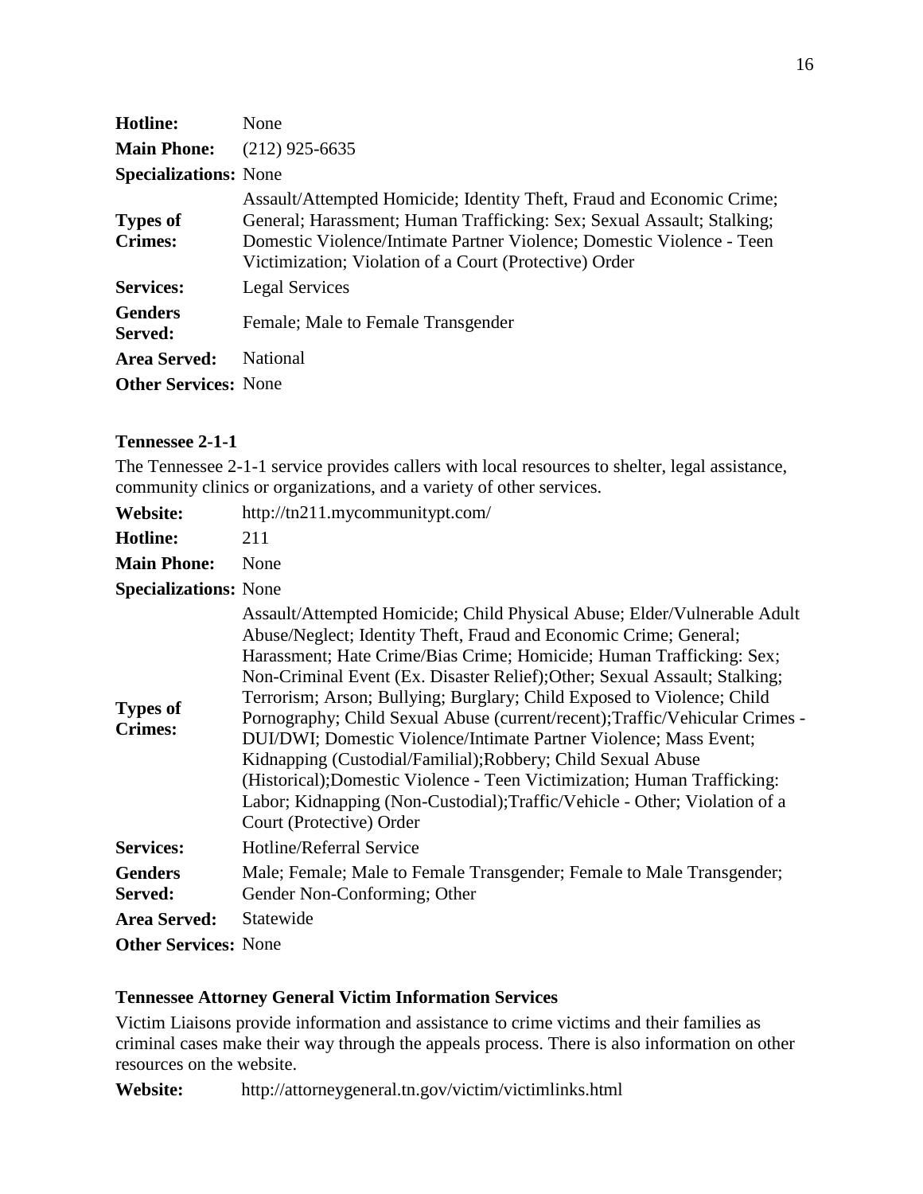| | |
|---|---|
| **Hotline:** | None |
| **Main Phone:** | (212) 925-6635 |
| **Specializations:** | None |
| **Types of Crimes:** | Assault/Attempted Homicide; Identity Theft, Fraud and Economic Crime; General; Harassment; Human Trafficking: Sex; Sexual Assault; Stalking; Domestic Violence/Intimate Partner Violence; Domestic Violence - Teen Victimization; Violation of a Court (Protective) Order |
| **Services:** | Legal Services |
| **Genders Served:** | Female; Male to Female Transgender |
| **Area Served:** | National |
| **Other Services:** | None |

### Tennessee 2-1-1

The Tennessee 2-1-1 service provides callers with local resources to shelter, legal assistance, community clinics or organizations, and a variety of other services.

| | |
|---|---|
| **Website:** | http://tn211.mycommunitypt.com/ |
| **Hotline:** | 211 |
| **Main Phone:** | None |
| **Specializations:** | None |
| **Types of Crimes:** | Assault/Attempted Homicide; Child Physical Abuse; Elder/Vulnerable Adult Abuse/Neglect; Identity Theft, Fraud and Economic Crime; General; Harassment; Hate Crime/Bias Crime; Homicide; Human Trafficking: Sex; Non-Criminal Event (Ex. Disaster Relief);Other; Sexual Assault; Stalking; Terrorism; Arson; Bullying; Burglary; Child Exposed to Violence; Child Pornography; Child Sexual Abuse (current/recent);Traffic/Vehicular Crimes - DUI/DWI; Domestic Violence/Intimate Partner Violence; Mass Event; Kidnapping (Custodial/Familial);Robbery; Child Sexual Abuse (Historical);Domestic Violence - Teen Victimization; Human Trafficking: Labor; Kidnapping (Non-Custodial);Traffic/Vehicle - Other; Violation of a Court (Protective) Order |
| **Services:** | Hotline/Referral Service |
| **Genders Served:** | Male; Female; Male to Female Transgender; Female to Male Transgender; Gender Non-Conforming; Other |
| **Area Served:** | Statewide |
| **Other Services:** | None |

### Tennessee Attorney General Victim Information Services

Victim Liaisons provide information and assistance to crime victims and their families as criminal cases make their way through the appeals process. There is also information on other resources on the website.

**Website:** http://attorneygeneral.tn.gov/victim/victimlinks.html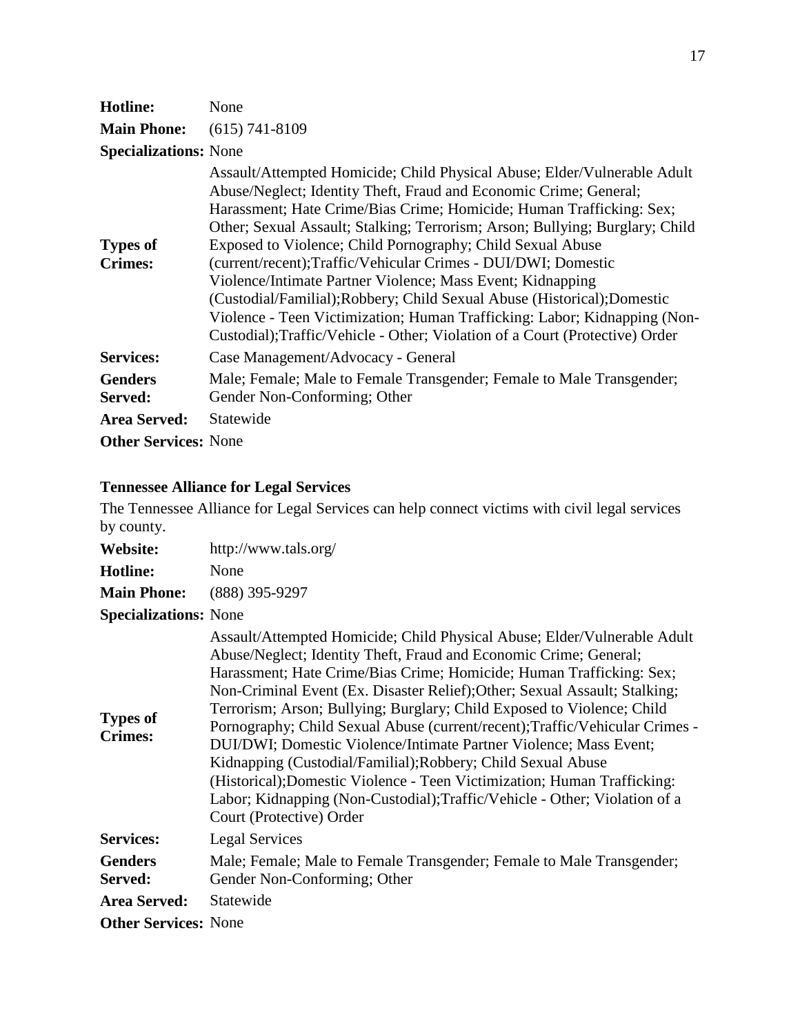**Hotline:** None

**Main Phone:** (615) 741-8109

**Specializations:** None

**Types of Crimes:** Assault/Attempted Homicide; Child Physical Abuse; Elder/Vulnerable Adult Abuse/Neglect; Identity Theft, Fraud and Economic Crime; General; Harassment; Hate Crime/Bias Crime; Homicide; Human Trafficking: Sex; Other; Sexual Assault; Stalking; Terrorism; Arson; Bullying; Burglary; Child Exposed to Violence; Child Pornography; Child Sexual Abuse (current/recent);Traffic/Vehicular Crimes - DUI/DWI; Domestic Violence/Intimate Partner Violence; Mass Event; Kidnapping (Custodial/Familial);Robbery; Child Sexual Abuse (Historical);Domestic Violence - Teen Victimization; Human Trafficking: Labor; Kidnapping (Non-Custodial);Traffic/Vehicle - Other; Violation of a Court (Protective) Order

**Services:** Case Management/Advocacy - General

**Genders Served:** Male; Female; Male to Female Transgender; Female to Male Transgender; Gender Non-Conforming; Other

**Area Served:** Statewide

**Other Services:** None

**Tennessee Alliance for Legal Services**

The Tennessee Alliance for Legal Services can help connect victims with civil legal services by county.

**Website:** http://www.tals.org/

**Hotline:** None

**Main Phone:** (888) 395-9297

**Specializations:** None

**Types of Crimes:** Assault/Attempted Homicide; Child Physical Abuse; Elder/Vulnerable Adult Abuse/Neglect; Identity Theft, Fraud and Economic Crime; General; Harassment; Hate Crime/Bias Crime; Homicide; Human Trafficking: Sex; Non-Criminal Event (Ex. Disaster Relief);Other; Sexual Assault; Stalking; Terrorism; Arson; Bullying; Burglary; Child Exposed to Violence; Child Pornography; Child Sexual Abuse (current/recent);Traffic/Vehicular Crimes - DUI/DWI; Domestic Violence/Intimate Partner Violence; Mass Event; Kidnapping (Custodial/Familial);Robbery; Child Sexual Abuse (Historical);Domestic Violence - Teen Victimization; Human Trafficking: Labor; Kidnapping (Non-Custodial);Traffic/Vehicle - Other; Violation of a Court (Protective) Order

**Services:** Legal Services

**Genders Served:** Male; Female; Male to Female Transgender; Female to Male Transgender; Gender Non-Conforming; Other

**Area Served:** Statewide

**Other Services:** None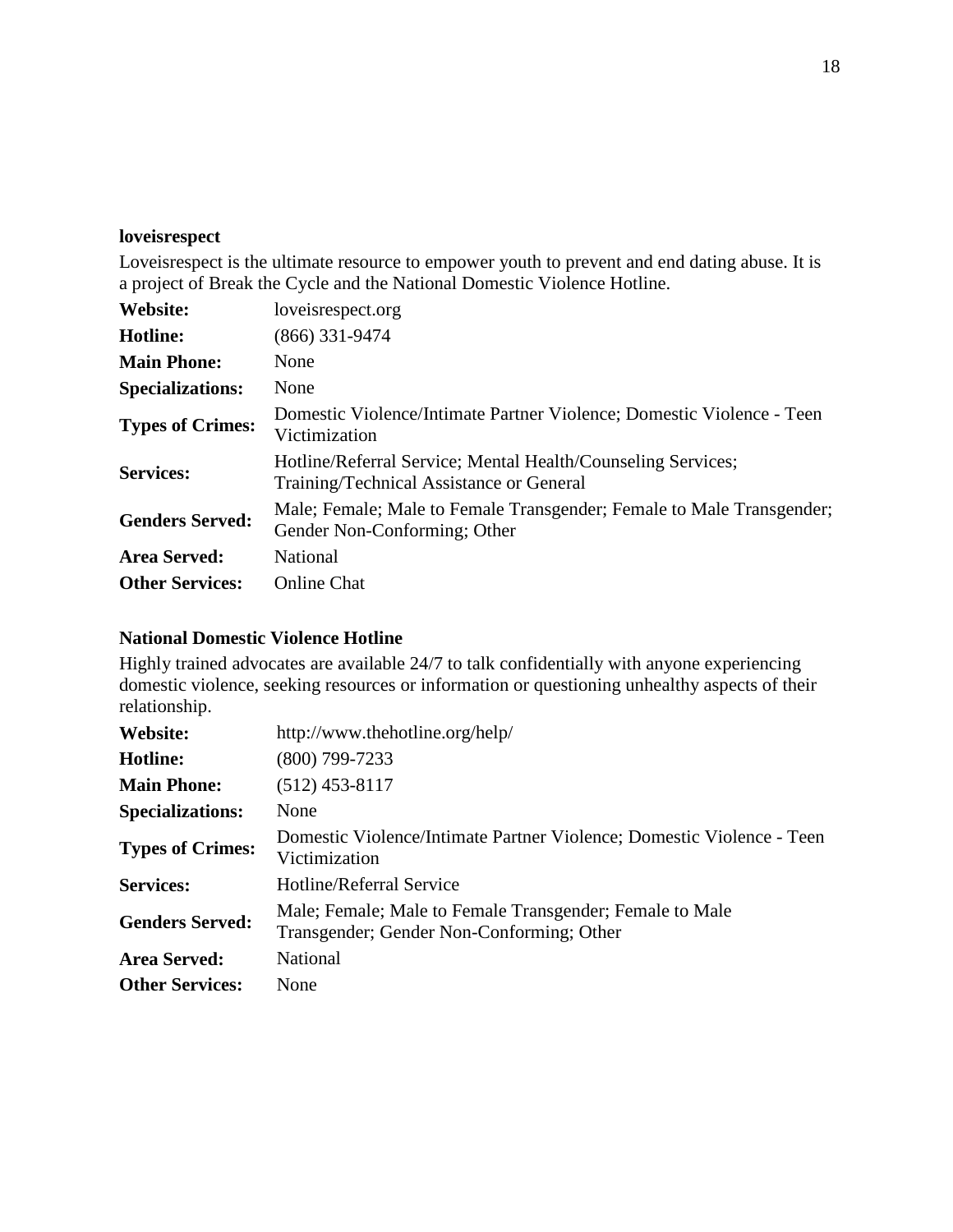**loveisrespect**

Loveisrespect is the ultimate resource to empower youth to prevent and end dating abuse. It is a project of Break the Cycle and the National Domestic Violence Hotline.

| | |
|---|---|
| **Website:** | loveisrespect.org |
| **Hotline:** | (866) 331-9474 |
| **Main Phone:** | None |
| **Specializations:** | None |
| **Types of Crimes:** | Domestic Violence/Intimate Partner Violence; Domestic Violence - Teen Victimization |
| **Services:** | Hotline/Referral Service; Mental Health/Counseling Services; Training/Technical Assistance or General |
| **Genders Served:** | Male; Female; Male to Female Transgender; Female to Male Transgender; Gender Non-Conforming; Other |
| **Area Served:** | National |
| **Other Services:** | Online Chat |

**National Domestic Violence Hotline**

Highly trained advocates are available 24/7 to talk confidentially with anyone experiencing domestic violence, seeking resources or information or questioning unhealthy aspects of their relationship.

| | |
|---|---|
| **Website:** | http://www.thehotline.org/help/ |
| **Hotline:** | (800) 799-7233 |
| **Main Phone:** | (512) 453-8117 |
| **Specializations:** | None |
| **Types of Crimes:** | Domestic Violence/Intimate Partner Violence; Domestic Violence - Teen Victimization |
| **Services:** | Hotline/Referral Service |
| **Genders Served:** | Male; Female; Male to Female Transgender; Female to Male Transgender; Gender Non-Conforming; Other |
| **Area Served:** | National |
| **Other Services:** | None |